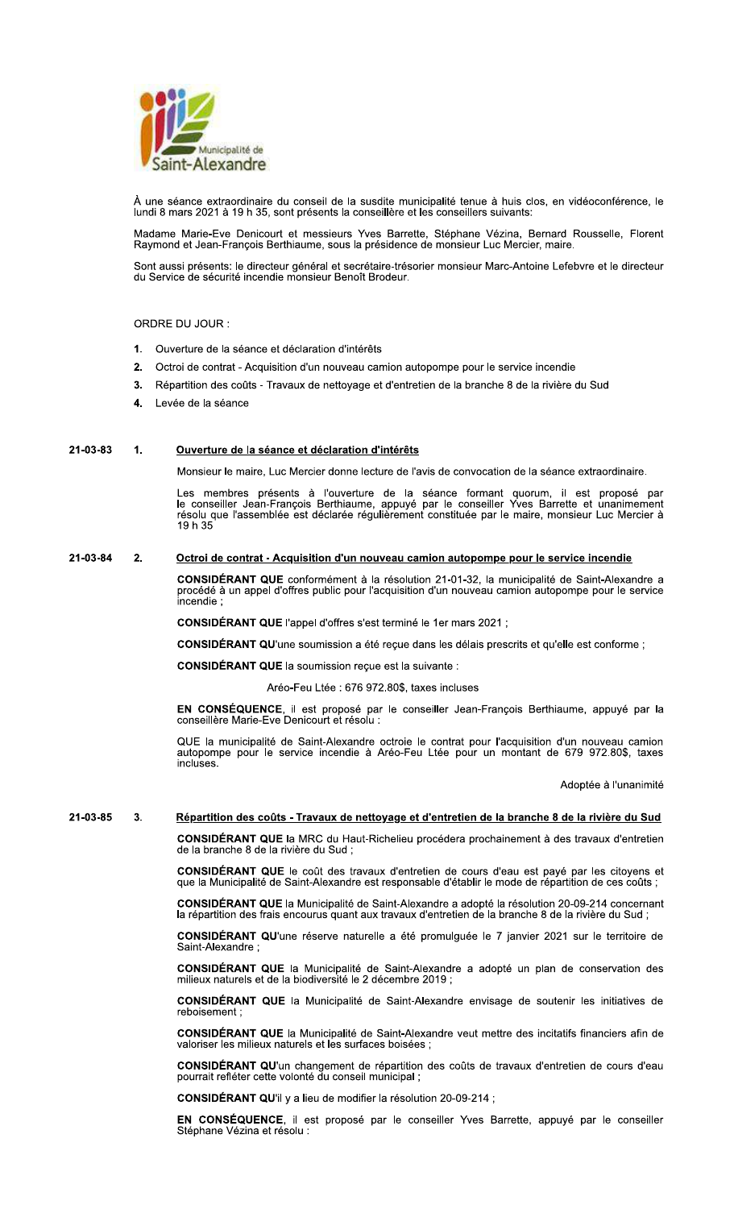À une séance extraordinaire du conseil de la susdite municipalité tenue à huis clos, en vidéoconférence, le lundi 8 mars 2021 à 19 h 35, sont présents la conseillère et les conseillers suivants:

Madame Marie-Eve Denicourt et messieurs Yves Barrette, Stéphane Vézina, Bernard Rousselle, Florent Raymond et Jean-François Berthiaume, sous la présidence de monsieur Luc Mercier, maire.

Sont aussi présents: le directeur général et secrétaire-trésorier monsieur Marc-Antoine Lefebvre et le directeur du Service de sécurité incendie monsieur Benoît Brodeur.

ORDRE DU JOUR :

1. Ouverture de la séance et déclaration d'intérêts
2. Octroi de contrat - Acquisition d'un nouveau camion autopompe pour le service incendie
3. Répartition des coûts - Travaux de nettoyage et d'entretien de la branche 8 de la rivière du Sud
4. Levée de la séance

## 21-03-83 1. Ouverture de la séance et déclaration d'intérêts

Monsieur le maire, Luc Mercier donne lecture de l'avis de convocation de la séance extraordinaire.

Les membres présents à l'ouverture de la séance formant quorum, il est proposé par le conseiller Jean-François Berthiaume, appuyé par le conseiller Yves Barrette et unanimement résolu que l'assemblée est déclarée régulièrement constituée par le maire, monsieur Luc Mercier à 19 h 35

## 21-03-84 2. Octroi de contrat - Acquisition d'un nouveau camion autopompe pour le service incendie

**CONSIDÉRANT QUE** conformément à la résolution 21-01-32, la municipalité de Saint-Alexandre a procédé à un appel d'offres public pour l'acquisition d'un nouveau camion autopompe pour le service incendie ;

**CONSIDÉRANT QUE** l'appel d'offres s'est terminé le 1er mars 2021 ;

**CONSIDÉRANT QU'**une soumission a été reçue dans les délais prescrits et qu'elle est conforme ;

**CONSIDÉRANT QUE** la soumission reçue est la suivante :

Aréo-Feu Ltée : 676 972.80$, taxes incluses

**EN CONSÉQUENCE**, il est proposé par le conseiller Jean-François Berthiaume, appuyé par la conseillère Marie-Eve Denicourt et résolu :

QUE la municipalité de Saint-Alexandre octroie le contrat pour l'acquisition d'un nouveau camion autopompe pour le service incendie à Aréo-Feu Ltée pour un montant de 679 972.80$, taxes incluses.

Adoptée à l'unanimité

## 21-03-85 3. Répartition des coûts - Travaux de nettoyage et d'entretien de la branche 8 de la rivière du Sud

**CONSIDÉRANT QUE** la MRC du Haut-Richelieu procédera prochainement à des travaux d'entretien de la branche 8 de la rivière du Sud ;

**CONSIDÉRANT QUE** le coût des travaux d'entretien de cours d'eau est payé par les citoyens et que la Municipalité de Saint-Alexandre est responsable d'établir le mode de répartition de ces coûts ;

**CONSIDÉRANT QUE** la Municipalité de Saint-Alexandre a adopté la résolution 20-09-214 concernant la répartition des frais encourus quant aux travaux d'entretien de la branche 8 de la rivière du Sud ;

**CONSIDÉRANT QU'**une réserve naturelle a été promulguée le 7 janvier 2021 sur le territoire de Saint-Alexandre ;

**CONSIDÉRANT QUE** la Municipalité de Saint-Alexandre a adopté un plan de conservation des milieux naturels et de la biodiversité le 2 décembre 2019 ;

**CONSIDÉRANT QUE** la Municipalité de Saint-Alexandre envisage de soutenir les initiatives de reboisement ;

**CONSIDÉRANT QUE** la Municipalité de Saint-Alexandre veut mettre des incitatifs financiers afin de valoriser les milieux naturels et les surfaces boisées ;

**CONSIDÉRANT QU'**un changement de répartition des coûts de travaux d'entretien de cours d'eau pourrait refléter cette volonté du conseil municipal ;

**CONSIDÉRANT QU'**il y a lieu de modifier la résolution 20-09-214 ;

**EN CONSÉQUENCE**, il est proposé par le conseiller Yves Barrette, appuyé par le conseiller Stéphane Vézina et résolu :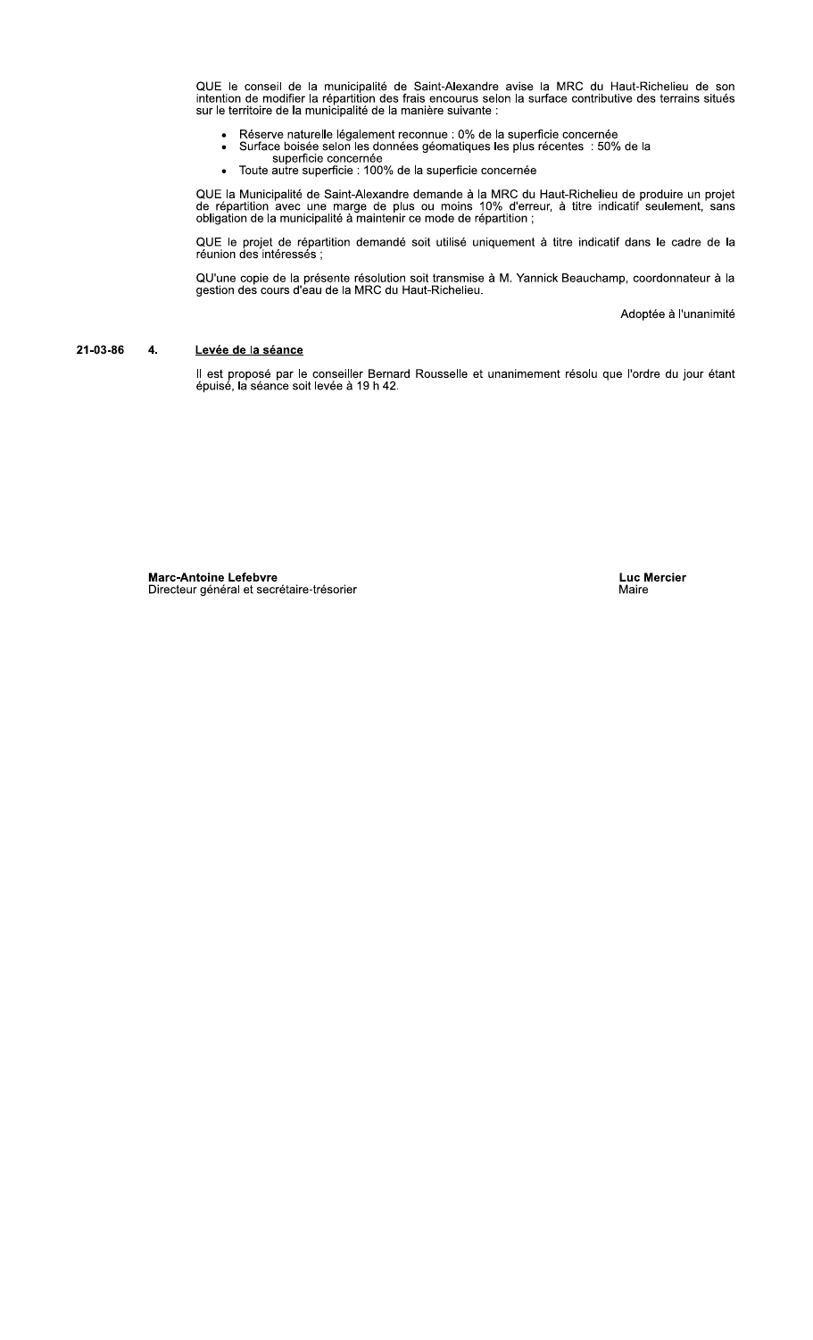QUE le conseil de la municipalité de Saint-Alexandre avise la MRC du Haut-Richelieu de son intention de modifier la répartition des frais encourus selon la surface contributive des terrains situés sur le territoire de la municipalité de la manière suivante :

- Réserve naturelle légalement reconnue : 0% de la superficie concernée
- Surface boisée selon les données géomatiques les plus récentes : 50% de la superficie concernée
- Toute autre superficie : 100% de la superficie concernée

QUE la Municipalité de Saint-Alexandre demande à la MRC du Haut-Richelieu de produire un projet de répartition avec une marge de plus ou moins 10% d'erreur, à titre indicatif seulement, sans obligation de la municipalité à maintenir ce mode de répartition ;

QUE le projet de répartition demandé soit utilisé uniquement à titre indicatif dans le cadre de la réunion des intéressés ;

QU'une copie de la présente résolution soit transmise à M. Yannick Beauchamp, coordonnateur à la gestion des cours d'eau de la MRC du Haut-Richelieu.

Adoptée à l'unanimité

21-03-86 **4. Levée de la séance**

Il est proposé par le conseiller Bernard Rousselle et unanimement résolu que l'ordre du jour étant épuisé, la séance soit levée à 19 h 42.

**Marc-Antoine Lefebvre**
Directeur général et secrétaire-trésorier

**Luc Mercier**
Maire